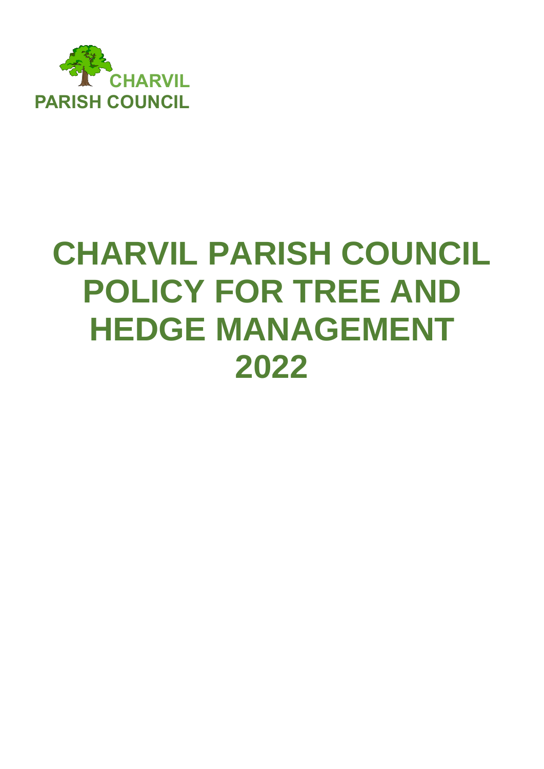CHARVIL
PARISH COUNCIL

# CHARVIL PARISH COUNCIL POLICY FOR TREE AND HEDGE MANAGEMENT 2022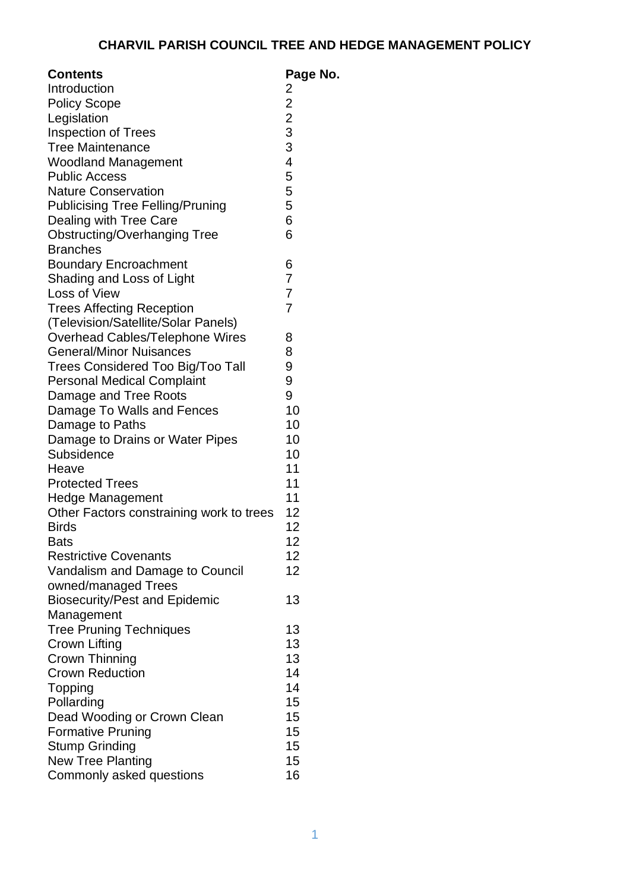# CHARVIL PARISH COUNCIL TREE AND HEDGE MANAGEMENT POLICY

| **Contents** | **Page No.** |
|---|---|
| Introduction | 2 |
| Policy Scope | 2 |
| Legislation | 2 |
| Inspection of Trees | 3 |
| Tree Maintenance | 3 |
| Woodland Management | 4 |
| Public Access | 5 |
| Nature Conservation | 5 |
| Publicising Tree Felling/Pruning | 5 |
| Dealing with Tree Care | 6 |
| Obstructing/Overhanging Tree Branches | 6 |
| Boundary Encroachment | 6 |
| Shading and Loss of Light | 7 |
| Loss of View | 7 |
| Trees Affecting Reception (Television/Satellite/Solar Panels) | 7 |
| Overhead Cables/Telephone Wires | 8 |
| General/Minor Nuisances | 8 |
| Trees Considered Too Big/Too Tall | 9 |
| Personal Medical Complaint | 9 |
| Damage and Tree Roots | 9 |
| Damage To Walls and Fences | 10 |
| Damage to Paths | 10 |
| Damage to Drains or Water Pipes | 10 |
| Subsidence | 10 |
| Heave | 11 |
| Protected Trees | 11 |
| Hedge Management | 11 |
| Other Factors constraining work to trees | 12 |
| Birds | 12 |
| Bats | 12 |
| Restrictive Covenants | 12 |
| Vandalism and Damage to Council owned/managed Trees | 12 |
| Biosecurity/Pest and Epidemic Management | 13 |
| Tree Pruning Techniques | 13 |
| Crown Lifting | 13 |
| Crown Thinning | 13 |
| Crown Reduction | 14 |
| Topping | 14 |
| Pollarding | 15 |
| Dead Wooding or Crown Clean | 15 |
| Formative Pruning | 15 |
| Stump Grinding | 15 |
| New Tree Planting | 15 |
| Commonly asked questions | 16 |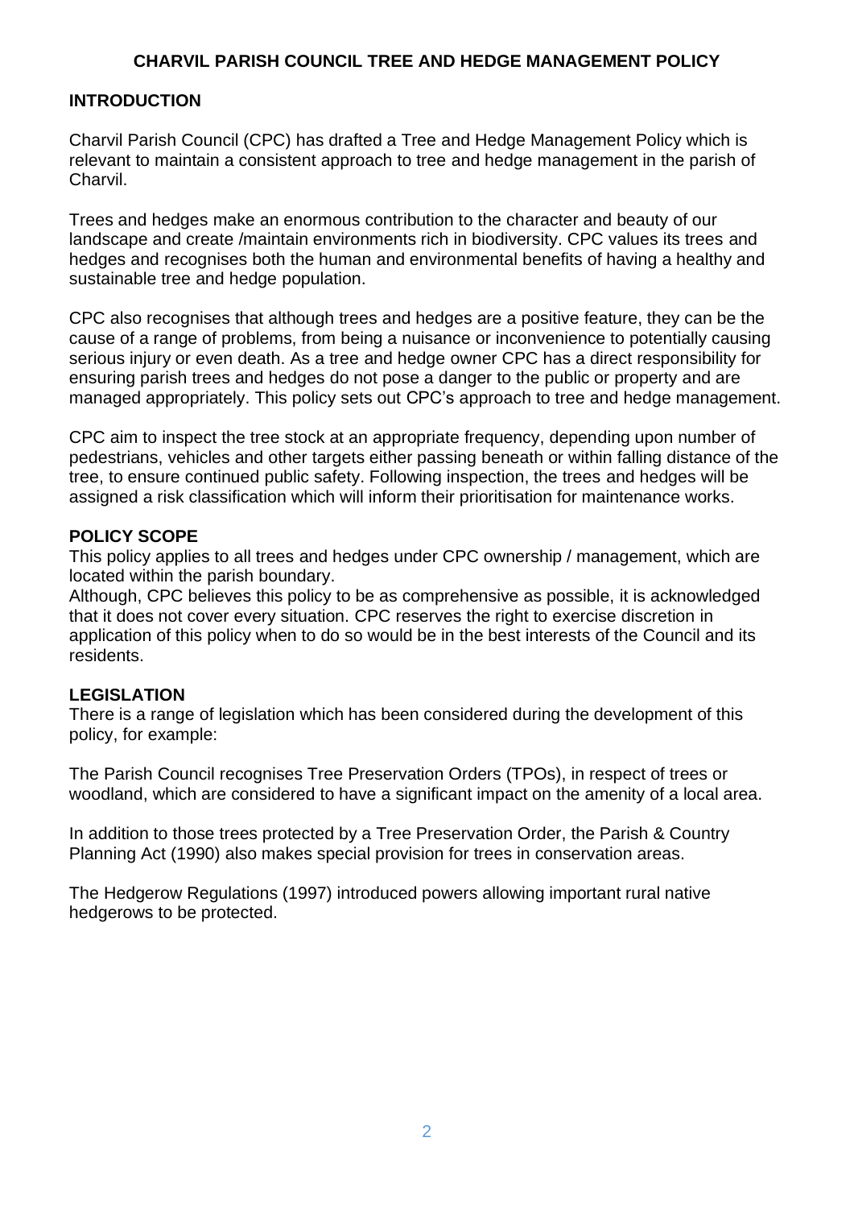# CHARVIL PARISH COUNCIL TREE AND HEDGE MANAGEMENT POLICY

## INTRODUCTION

Charvil Parish Council (CPC) has drafted a Tree and Hedge Management Policy which is relevant to maintain a consistent approach to tree and hedge management in the parish of Charvil.

Trees and hedges make an enormous contribution to the character and beauty of our landscape and create /maintain environments rich in biodiversity. CPC values its trees and hedges and recognises both the human and environmental benefits of having a healthy and sustainable tree and hedge population.

CPC also recognises that although trees and hedges are a positive feature, they can be the cause of a range of problems, from being a nuisance or inconvenience to potentially causing serious injury or even death. As a tree and hedge owner CPC has a direct responsibility for ensuring parish trees and hedges do not pose a danger to the public or property and are managed appropriately. This policy sets out CPC's approach to tree and hedge management.

CPC aim to inspect the tree stock at an appropriate frequency, depending upon number of pedestrians, vehicles and other targets either passing beneath or within falling distance of the tree, to ensure continued public safety. Following inspection, the trees and hedges will be assigned a risk classification which will inform their prioritisation for maintenance works.

## POLICY SCOPE

This policy applies to all trees and hedges under CPC ownership / management, which are located within the parish boundary.

Although, CPC believes this policy to be as comprehensive as possible, it is acknowledged that it does not cover every situation. CPC reserves the right to exercise discretion in application of this policy when to do so would be in the best interests of the Council and its residents.

## LEGISLATION

There is a range of legislation which has been considered during the development of this policy, for example:

The Parish Council recognises Tree Preservation Orders (TPOs), in respect of trees or woodland, which are considered to have a significant impact on the amenity of a local area.

In addition to those trees protected by a Tree Preservation Order, the Parish & Country Planning Act (1990) also makes special provision for trees in conservation areas.

The Hedgerow Regulations (1997) introduced powers allowing important rural native hedgerows to be protected.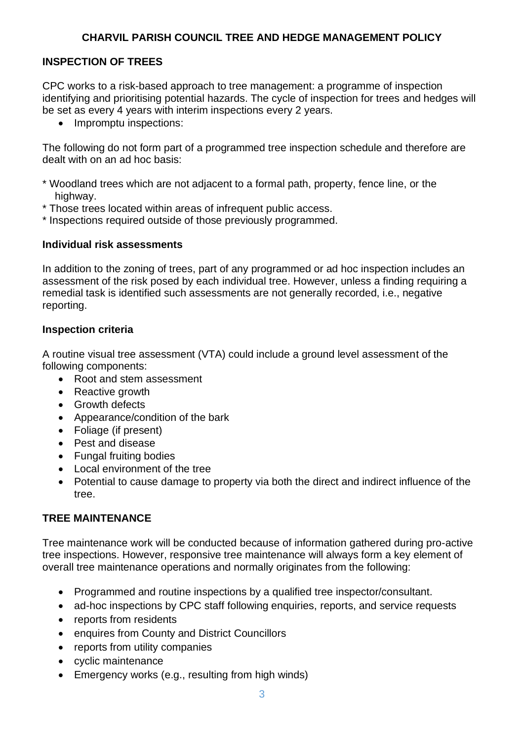**CHARVIL PARISH COUNCIL TREE AND HEDGE MANAGEMENT POLICY**

## INSPECTION OF TREES

CPC works to a risk-based approach to tree management: a programme of inspection identifying and prioritising potential hazards. The cycle of inspection for trees and hedges will be set as every 4 years with interim inspections every 2 years.

- Impromptu inspections:

The following do not form part of a programmed tree inspection schedule and therefore are dealt with on an ad hoc basis:

* Woodland trees which are not adjacent to a formal path, property, fence line, or the highway.
* Those trees located within areas of infrequent public access.
* Inspections required outside of those previously programmed.

### Individual risk assessments

In addition to the zoning of trees, part of any programmed or ad hoc inspection includes an assessment of the risk posed by each individual tree. However, unless a finding requiring a remedial task is identified such assessments are not generally recorded, i.e., negative reporting.

### Inspection criteria

A routine visual tree assessment (VTA) could include a ground level assessment of the following components:

- Root and stem assessment
- Reactive growth
- Growth defects
- Appearance/condition of the bark
- Foliage (if present)
- Pest and disease
- Fungal fruiting bodies
- Local environment of the tree
- Potential to cause damage to property via both the direct and indirect influence of the tree.

## TREE MAINTENANCE

Tree maintenance work will be conducted because of information gathered during pro-active tree inspections. However, responsive tree maintenance will always form a key element of overall tree maintenance operations and normally originates from the following:

- Programmed and routine inspections by a qualified tree inspector/consultant.
- ad-hoc inspections by CPC staff following enquiries, reports, and service requests
- reports from residents
- enquires from County and District Councillors
- reports from utility companies
- cyclic maintenance
- Emergency works (e.g., resulting from high winds)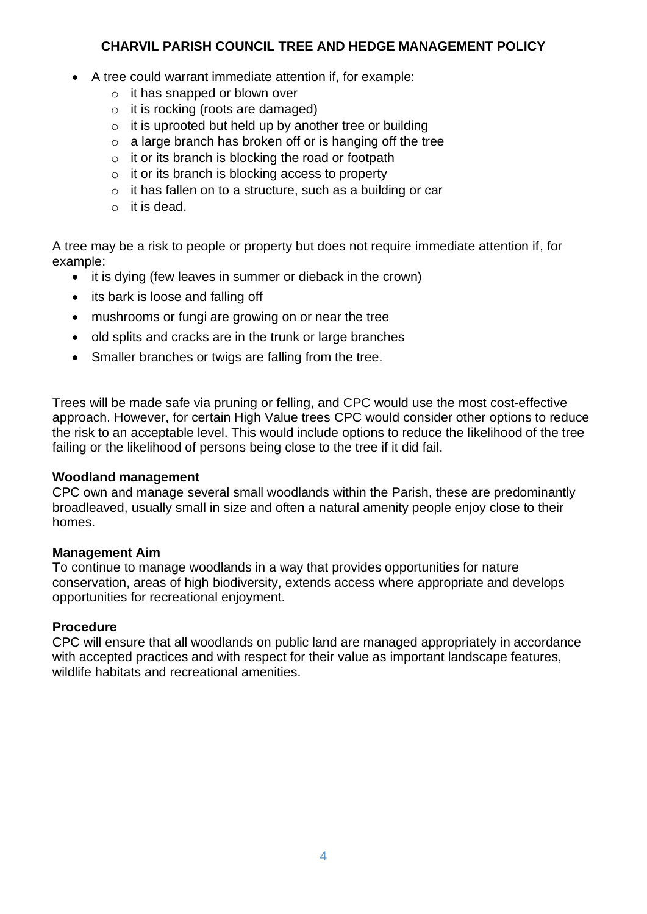- A tree could warrant immediate attention if, for example:
  - it has snapped or blown over
  - it is rocking (roots are damaged)
  - it is uprooted but held up by another tree or building
  - a large branch has broken off or is hanging off the tree
  - it or its branch is blocking the road or footpath
  - it or its branch is blocking access to property
  - it has fallen on to a structure, such as a building or car
  - it is dead.

A tree may be a risk to people or property but does not require immediate attention if, for example:

- it is dying (few leaves in summer or dieback in the crown)
- its bark is loose and falling off
- mushrooms or fungi are growing on or near the tree
- old splits and cracks are in the trunk or large branches
- Smaller branches or twigs are falling from the tree.

Trees will be made safe via pruning or felling, and CPC would use the most cost-effective approach. However, for certain High Value trees CPC would consider other options to reduce the risk to an acceptable level. This would include options to reduce the likelihood of the tree failing or the likelihood of persons being close to the tree if it did fail.

**Woodland management**
CPC own and manage several small woodlands within the Parish, these are predominantly broadleaved, usually small in size and often a natural amenity people enjoy close to their homes.

**Management Aim**
To continue to manage woodlands in a way that provides opportunities for nature conservation, areas of high biodiversity, extends access where appropriate and develops opportunities for recreational enjoyment.

**Procedure**
CPC will ensure that all woodlands on public land are managed appropriately in accordance with accepted practices and with respect for their value as important landscape features, wildlife habitats and recreational amenities.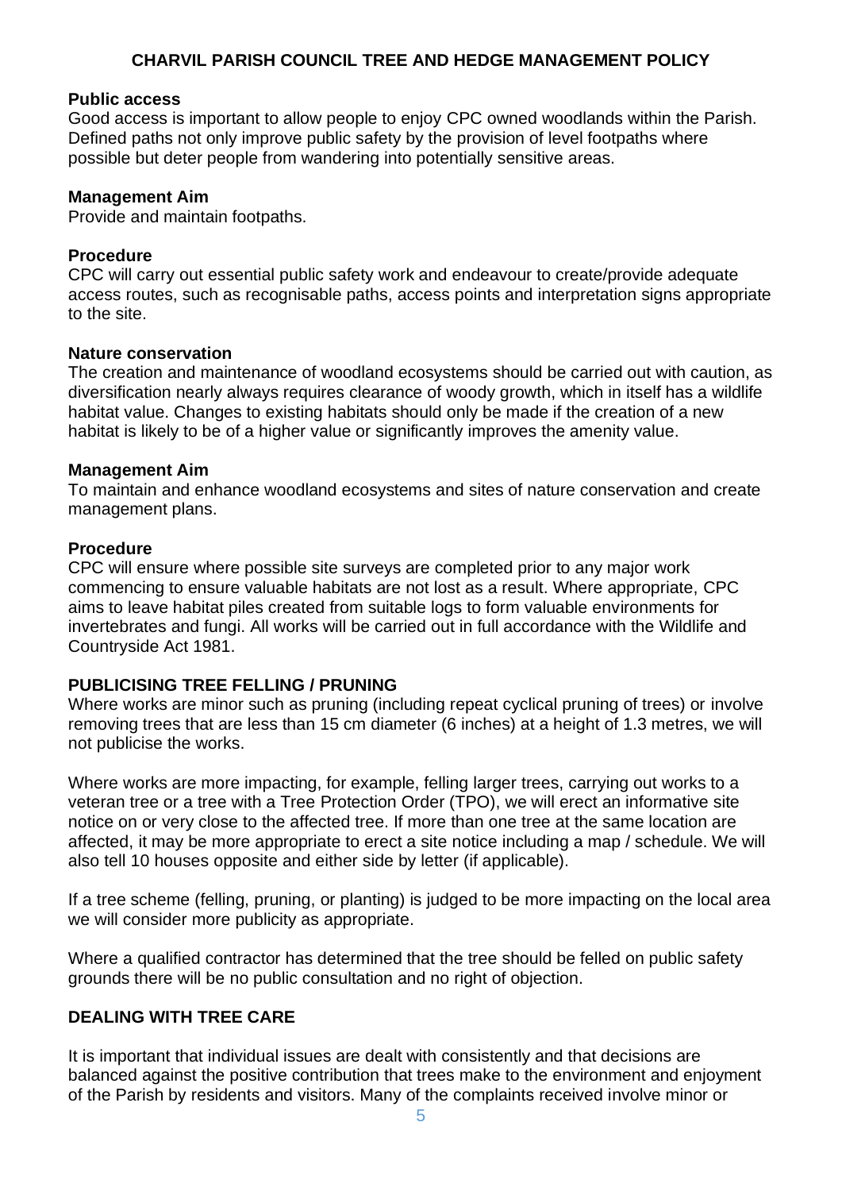**Public access**
Good access is important to allow people to enjoy CPC owned woodlands within the Parish. Defined paths not only improve public safety by the provision of level footpaths where possible but deter people from wandering into potentially sensitive areas.

**Management Aim**
Provide and maintain footpaths.

**Procedure**
CPC will carry out essential public safety work and endeavour to create/provide adequate access routes, such as recognisable paths, access points and interpretation signs appropriate to the site.

**Nature conservation**
The creation and maintenance of woodland ecosystems should be carried out with caution, as diversification nearly always requires clearance of woody growth, which in itself has a wildlife habitat value. Changes to existing habitats should only be made if the creation of a new habitat is likely to be of a higher value or significantly improves the amenity value.

**Management Aim**
To maintain and enhance woodland ecosystems and sites of nature conservation and create management plans.

**Procedure**
CPC will ensure where possible site surveys are completed prior to any major work commencing to ensure valuable habitats are not lost as a result. Where appropriate, CPC aims to leave habitat piles created from suitable logs to form valuable environments for invertebrates and fungi. All works will be carried out in full accordance with the Wildlife and Countryside Act 1981.

## PUBLICISING TREE FELLING / PRUNING

Where works are minor such as pruning (including repeat cyclical pruning of trees) or involve removing trees that are less than 15 cm diameter (6 inches) at a height of 1.3 metres, we will not publicise the works.

Where works are more impacting, for example, felling larger trees, carrying out works to a veteran tree or a tree with a Tree Protection Order (TPO), we will erect an informative site notice on or very close to the affected tree. If more than one tree at the same location are affected, it may be more appropriate to erect a site notice including a map / schedule. We will also tell 10 houses opposite and either side by letter (if applicable).

If a tree scheme (felling, pruning, or planting) is judged to be more impacting on the local area we will consider more publicity as appropriate.

Where a qualified contractor has determined that the tree should be felled on public safety grounds there will be no public consultation and no right of objection.

## DEALING WITH TREE CARE

It is important that individual issues are dealt with consistently and that decisions are balanced against the positive contribution that trees make to the environment and enjoyment of the Parish by residents and visitors. Many of the complaints received involve minor or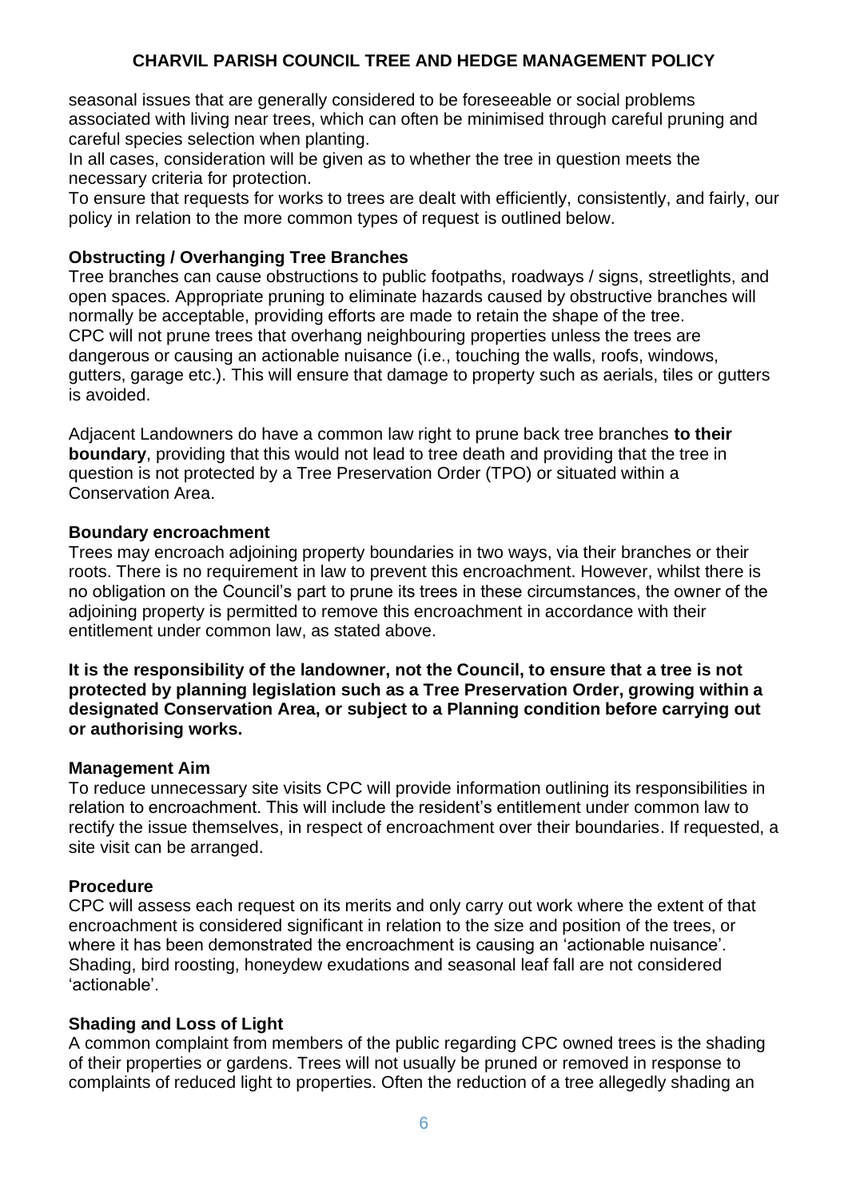seasonal issues that are generally considered to be foreseeable or social problems associated with living near trees, which can often be minimised through careful pruning and careful species selection when planting.

In all cases, consideration will be given as to whether the tree in question meets the necessary criteria for protection.

To ensure that requests for works to trees are dealt with efficiently, consistently, and fairly, our policy in relation to the more common types of request is outlined below.

### Obstructing / Overhanging Tree Branches

Tree branches can cause obstructions to public footpaths, roadways / signs, streetlights, and open spaces. Appropriate pruning to eliminate hazards caused by obstructive branches will normally be acceptable, providing efforts are made to retain the shape of the tree.

CPC will not prune trees that overhang neighbouring properties unless the trees are dangerous or causing an actionable nuisance (i.e., touching the walls, roofs, windows, gutters, garage etc.). This will ensure that damage to property such as aerials, tiles or gutters is avoided.

Adjacent Landowners do have a common law right to prune back tree branches **to their boundary**, providing that this would not lead to tree death and providing that the tree in question is not protected by a Tree Preservation Order (TPO) or situated within a Conservation Area.

### Boundary encroachment

Trees may encroach adjoining property boundaries in two ways, via their branches or their roots. There is no requirement in law to prevent this encroachment. However, whilst there is no obligation on the Council's part to prune its trees in these circumstances, the owner of the adjoining property is permitted to remove this encroachment in accordance with their entitlement under common law, as stated above.

**It is the responsibility of the landowner, not the Council, to ensure that a tree is not protected by planning legislation such as a Tree Preservation Order, growing within a designated Conservation Area, or subject to a Planning condition before carrying out or authorising works.**

### Management Aim

To reduce unnecessary site visits CPC will provide information outlining its responsibilities in relation to encroachment. This will include the resident's entitlement under common law to rectify the issue themselves, in respect of encroachment over their boundaries. If requested, a site visit can be arranged.

### Procedure

CPC will assess each request on its merits and only carry out work where the extent of that encroachment is considered significant in relation to the size and position of the trees, or where it has been demonstrated the encroachment is causing an 'actionable nuisance'. Shading, bird roosting, honeydew exudations and seasonal leaf fall are not considered 'actionable'.

### Shading and Loss of Light

A common complaint from members of the public regarding CPC owned trees is the shading of their properties or gardens. Trees will not usually be pruned or removed in response to complaints of reduced light to properties. Often the reduction of a tree allegedly shading an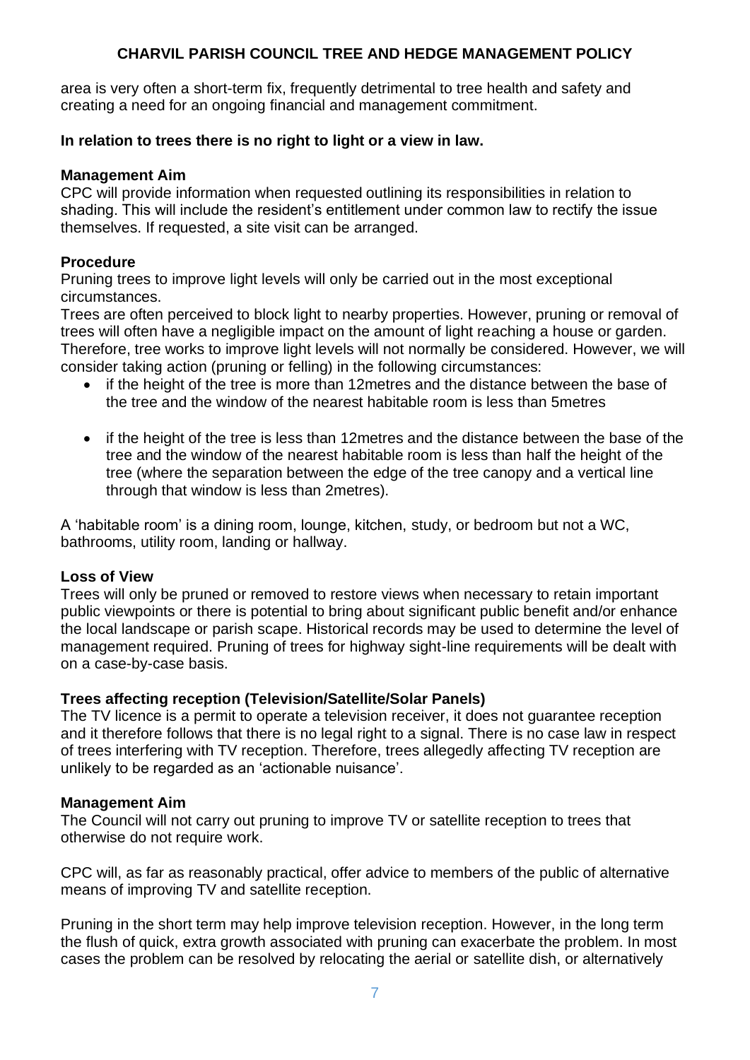area is very often a short-term fix, frequently detrimental to tree health and safety and creating a need for an ongoing financial and management commitment.

**In relation to trees there is no right to light or a view in law.**

**Management Aim**

CPC will provide information when requested outlining its responsibilities in relation to shading. This will include the resident's entitlement under common law to rectify the issue themselves. If requested, a site visit can be arranged.

**Procedure**

Pruning trees to improve light levels will only be carried out in the most exceptional circumstances.

Trees are often perceived to block light to nearby properties. However, pruning or removal of trees will often have a negligible impact on the amount of light reaching a house or garden. Therefore, tree works to improve light levels will not normally be considered. However, we will consider taking action (pruning or felling) in the following circumstances:

- if the height of the tree is more than 12metres and the distance between the base of the tree and the window of the nearest habitable room is less than 5metres
- if the height of the tree is less than 12metres and the distance between the base of the tree and the window of the nearest habitable room is less than half the height of the tree (where the separation between the edge of the tree canopy and a vertical line through that window is less than 2metres).

A 'habitable room' is a dining room, lounge, kitchen, study, or bedroom but not a WC, bathrooms, utility room, landing or hallway.

**Loss of View**

Trees will only be pruned or removed to restore views when necessary to retain important public viewpoints or there is potential to bring about significant public benefit and/or enhance the local landscape or parish scape. Historical records may be used to determine the level of management required. Pruning of trees for highway sight-line requirements will be dealt with on a case-by-case basis.

**Trees affecting reception (Television/Satellite/Solar Panels)**

The TV licence is a permit to operate a television receiver, it does not guarantee reception and it therefore follows that there is no legal right to a signal. There is no case law in respect of trees interfering with TV reception. Therefore, trees allegedly affecting TV reception are unlikely to be regarded as an 'actionable nuisance'.

**Management Aim**

The Council will not carry out pruning to improve TV or satellite reception to trees that otherwise do not require work.

CPC will, as far as reasonably practical, offer advice to members of the public of alternative means of improving TV and satellite reception.

Pruning in the short term may help improve television reception. However, in the long term the flush of quick, extra growth associated with pruning can exacerbate the problem. In most cases the problem can be resolved by relocating the aerial or satellite dish, or alternatively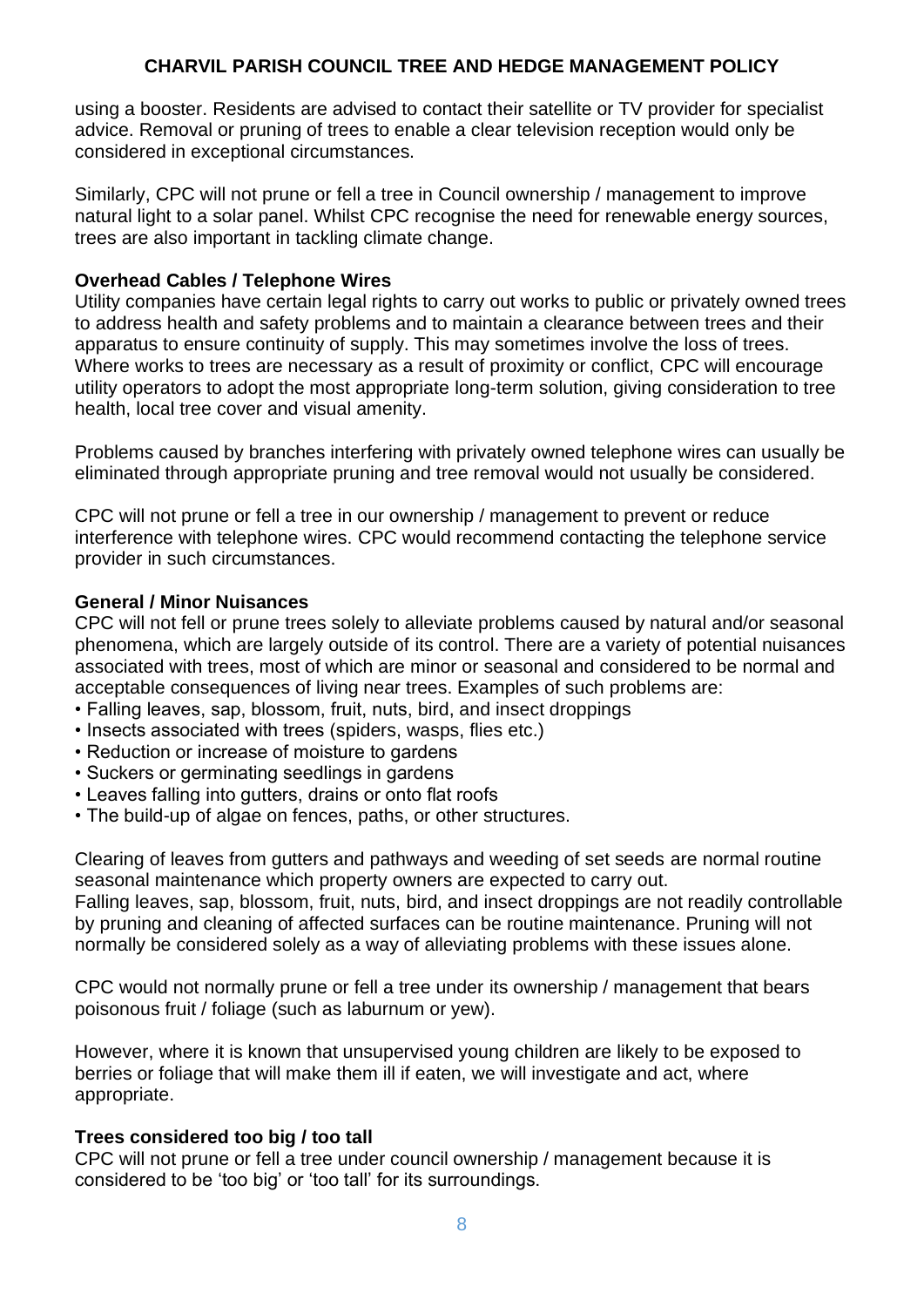using a booster. Residents are advised to contact their satellite or TV provider for specialist advice. Removal or pruning of trees to enable a clear television reception would only be considered in exceptional circumstances.

Similarly, CPC will not prune or fell a tree in Council ownership / management to improve natural light to a solar panel. Whilst CPC recognise the need for renewable energy sources, trees are also important in tackling climate change.

**Overhead Cables / Telephone Wires**

Utility companies have certain legal rights to carry out works to public or privately owned trees to address health and safety problems and to maintain a clearance between trees and their apparatus to ensure continuity of supply. This may sometimes involve the loss of trees. Where works to trees are necessary as a result of proximity or conflict, CPC will encourage utility operators to adopt the most appropriate long-term solution, giving consideration to tree health, local tree cover and visual amenity.

Problems caused by branches interfering with privately owned telephone wires can usually be eliminated through appropriate pruning and tree removal would not usually be considered.

CPC will not prune or fell a tree in our ownership / management to prevent or reduce interference with telephone wires. CPC would recommend contacting the telephone service provider in such circumstances.

**General / Minor Nuisances**

CPC will not fell or prune trees solely to alleviate problems caused by natural and/or seasonal phenomena, which are largely outside of its control. There are a variety of potential nuisances associated with trees, most of which are minor or seasonal and considered to be normal and acceptable consequences of living near trees. Examples of such problems are:

- Falling leaves, sap, blossom, fruit, nuts, bird, and insect droppings
- Insects associated with trees (spiders, wasps, flies etc.)
- Reduction or increase of moisture to gardens
- Suckers or germinating seedlings in gardens
- Leaves falling into gutters, drains or onto flat roofs
- The build-up of algae on fences, paths, or other structures.

Clearing of leaves from gutters and pathways and weeding of set seeds are normal routine seasonal maintenance which property owners are expected to carry out.
Falling leaves, sap, blossom, fruit, nuts, bird, and insect droppings are not readily controllable by pruning and cleaning of affected surfaces can be routine maintenance. Pruning will not normally be considered solely as a way of alleviating problems with these issues alone.

CPC would not normally prune or fell a tree under its ownership / management that bears poisonous fruit / foliage (such as laburnum or yew).

However, where it is known that unsupervised young children are likely to be exposed to berries or foliage that will make them ill if eaten, we will investigate and act, where appropriate.

**Trees considered too big / too tall**

CPC will not prune or fell a tree under council ownership / management because it is considered to be 'too big' or 'too tall' for its surroundings.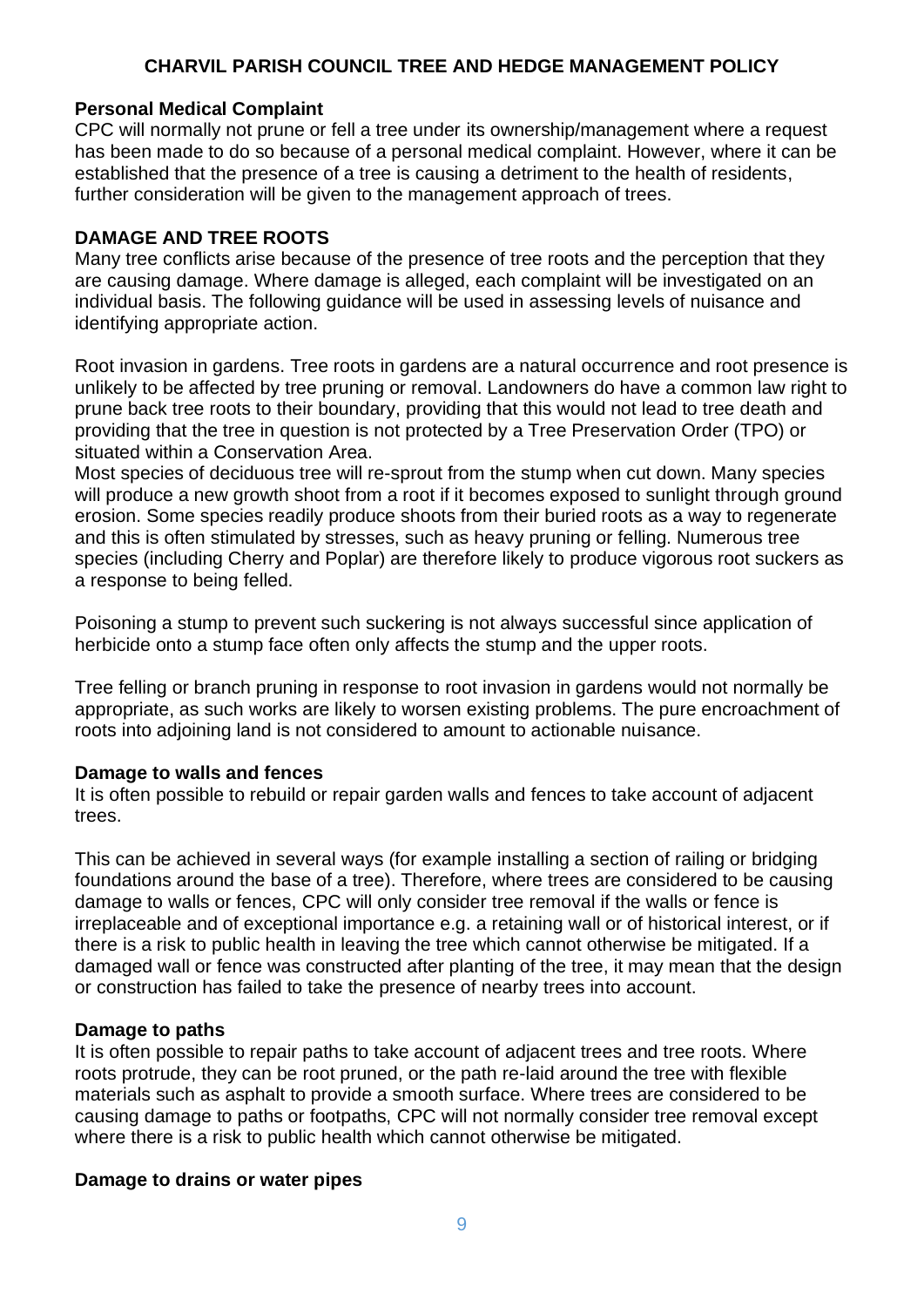**Personal Medical Complaint**

CPC will normally not prune or fell a tree under its ownership/management where a request has been made to do so because of a personal medical complaint. However, where it can be established that the presence of a tree is causing a detriment to the health of residents, further consideration will be given to the management approach of trees.

## DAMAGE AND TREE ROOTS

Many tree conflicts arise because of the presence of tree roots and the perception that they are causing damage. Where damage is alleged, each complaint will be investigated on an individual basis. The following guidance will be used in assessing levels of nuisance and identifying appropriate action.

Root invasion in gardens. Tree roots in gardens are a natural occurrence and root presence is unlikely to be affected by tree pruning or removal. Landowners do have a common law right to prune back tree roots to their boundary, providing that this would not lead to tree death and providing that the tree in question is not protected by a Tree Preservation Order (TPO) or situated within a Conservation Area.

Most species of deciduous tree will re-sprout from the stump when cut down. Many species will produce a new growth shoot from a root if it becomes exposed to sunlight through ground erosion. Some species readily produce shoots from their buried roots as a way to regenerate and this is often stimulated by stresses, such as heavy pruning or felling. Numerous tree species (including Cherry and Poplar) are therefore likely to produce vigorous root suckers as a response to being felled.

Poisoning a stump to prevent such suckering is not always successful since application of herbicide onto a stump face often only affects the stump and the upper roots.

Tree felling or branch pruning in response to root invasion in gardens would not normally be appropriate, as such works are likely to worsen existing problems. The pure encroachment of roots into adjoining land is not considered to amount to actionable nuisance.

**Damage to walls and fences**

It is often possible to rebuild or repair garden walls and fences to take account of adjacent trees.

This can be achieved in several ways (for example installing a section of railing or bridging foundations around the base of a tree). Therefore, where trees are considered to be causing damage to walls or fences, CPC will only consider tree removal if the walls or fence is irreplaceable and of exceptional importance e.g. a retaining wall or of historical interest, or if there is a risk to public health in leaving the tree which cannot otherwise be mitigated. If a damaged wall or fence was constructed after planting of the tree, it may mean that the design or construction has failed to take the presence of nearby trees into account.

**Damage to paths**

It is often possible to repair paths to take account of adjacent trees and tree roots. Where roots protrude, they can be root pruned, or the path re-laid around the tree with flexible materials such as asphalt to provide a smooth surface. Where trees are considered to be causing damage to paths or footpaths, CPC will not normally consider tree removal except where there is a risk to public health which cannot otherwise be mitigated.

**Damage to drains or water pipes**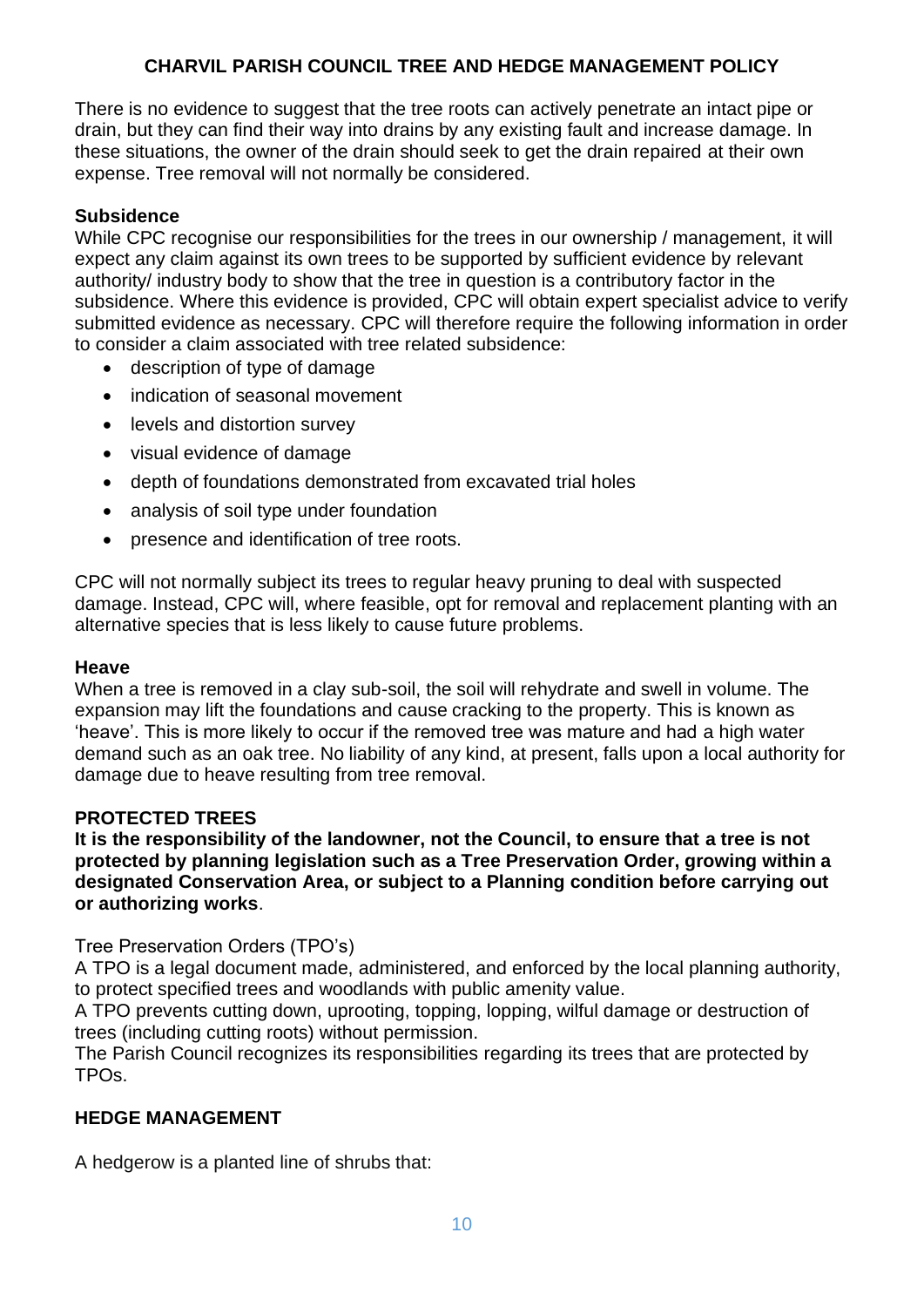There is no evidence to suggest that the tree roots can actively penetrate an intact pipe or drain, but they can find their way into drains by any existing fault and increase damage. In these situations, the owner of the drain should seek to get the drain repaired at their own expense. Tree removal will not normally be considered.

### Subsidence

While CPC recognise our responsibilities for the trees in our ownership / management, it will expect any claim against its own trees to be supported by sufficient evidence by relevant authority/ industry body to show that the tree in question is a contributory factor in the subsidence. Where this evidence is provided, CPC will obtain expert specialist advice to verify submitted evidence as necessary. CPC will therefore require the following information in order to consider a claim associated with tree related subsidence:

- description of type of damage
- indication of seasonal movement
- levels and distortion survey
- visual evidence of damage
- depth of foundations demonstrated from excavated trial holes
- analysis of soil type under foundation
- presence and identification of tree roots.

CPC will not normally subject its trees to regular heavy pruning to deal with suspected damage. Instead, CPC will, where feasible, opt for removal and replacement planting with an alternative species that is less likely to cause future problems.

### Heave

When a tree is removed in a clay sub-soil, the soil will rehydrate and swell in volume. The expansion may lift the foundations and cause cracking to the property. This is known as 'heave'. This is more likely to occur if the removed tree was mature and had a high water demand such as an oak tree. No liability of any kind, at present, falls upon a local authority for damage due to heave resulting from tree removal.

## PROTECTED TREES

**It is the responsibility of the landowner, not the Council, to ensure that a tree is not protected by planning legislation such as a Tree Preservation Order, growing within a designated Conservation Area, or subject to a Planning condition before carrying out or authorizing works**.

Tree Preservation Orders (TPO's)

A TPO is a legal document made, administered, and enforced by the local planning authority, to protect specified trees and woodlands with public amenity value.

A TPO prevents cutting down, uprooting, topping, lopping, wilful damage or destruction of trees (including cutting roots) without permission.

The Parish Council recognizes its responsibilities regarding its trees that are protected by TPOs.

## HEDGE MANAGEMENT

A hedgerow is a planted line of shrubs that: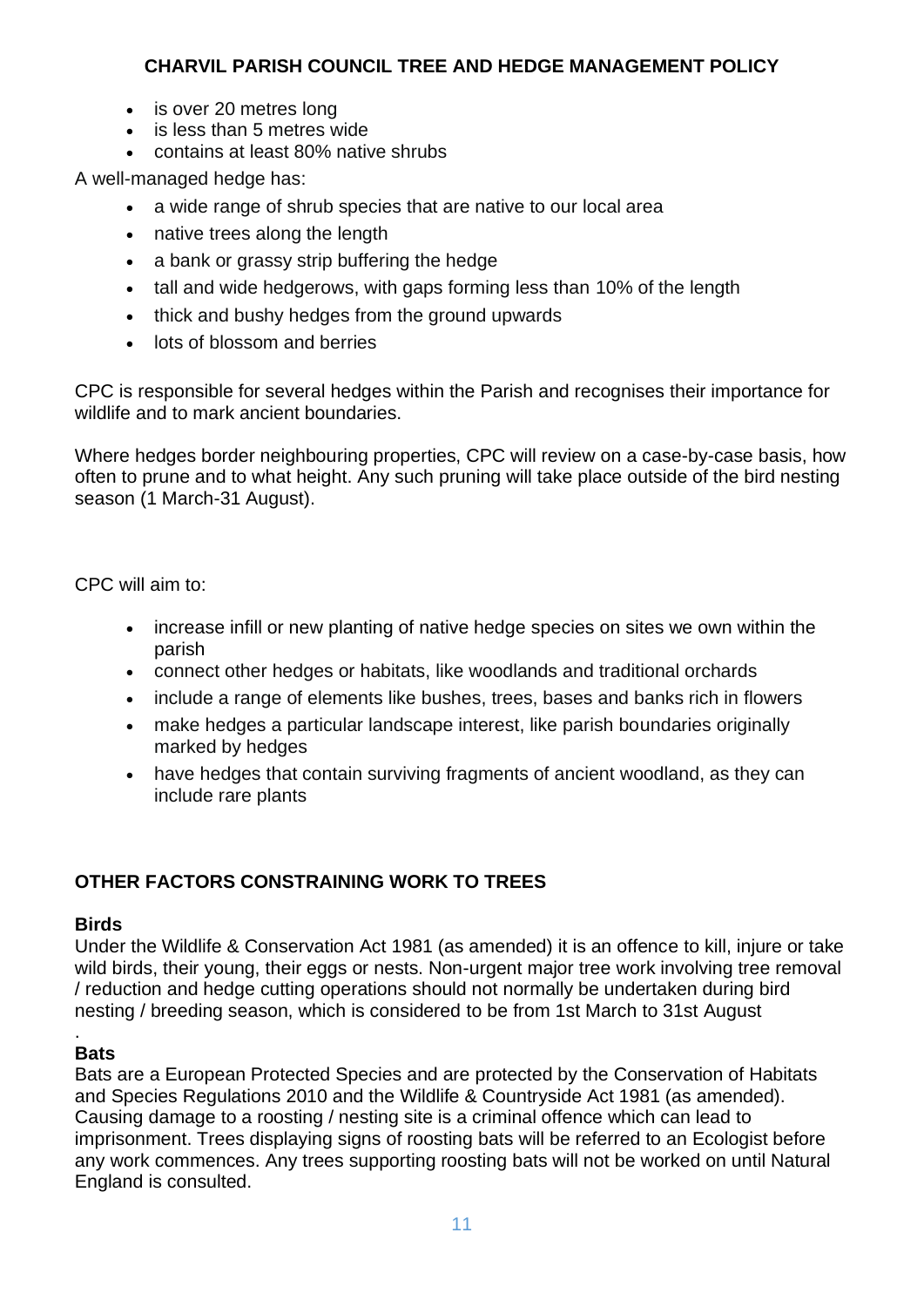- is over 20 metres long
- is less than 5 metres wide
- contains at least 80% native shrubs

A well-managed hedge has:

- a wide range of shrub species that are native to our local area
- native trees along the length
- a bank or grassy strip buffering the hedge
- tall and wide hedgerows, with gaps forming less than 10% of the length
- thick and bushy hedges from the ground upwards
- lots of blossom and berries

CPC is responsible for several hedges within the Parish and recognises their importance for wildlife and to mark ancient boundaries.

Where hedges border neighbouring properties, CPC will review on a case-by-case basis, how often to prune and to what height. Any such pruning will take place outside of the bird nesting season (1 March-31 August).

CPC will aim to:

- increase infill or new planting of native hedge species on sites we own within the parish
- connect other hedges or habitats, like woodlands and traditional orchards
- include a range of elements like bushes, trees, bases and banks rich in flowers
- make hedges a particular landscape interest, like parish boundaries originally marked by hedges
- have hedges that contain surviving fragments of ancient woodland, as they can include rare plants

## OTHER FACTORS CONSTRAINING WORK TO TREES

**Birds**

Under the Wildlife & Conservation Act 1981 (as amended) it is an offence to kill, injure or take wild birds, their young, their eggs or nests. Non-urgent major tree work involving tree removal / reduction and hedge cutting operations should not normally be undertaken during bird nesting / breeding season, which is considered to be from 1st March to 31st August

.

**Bats**

Bats are a European Protected Species and are protected by the Conservation of Habitats and Species Regulations 2010 and the Wildlife & Countryside Act 1981 (as amended). Causing damage to a roosting / nesting site is a criminal offence which can lead to imprisonment. Trees displaying signs of roosting bats will be referred to an Ecologist before any work commences. Any trees supporting roosting bats will not be worked on until Natural England is consulted.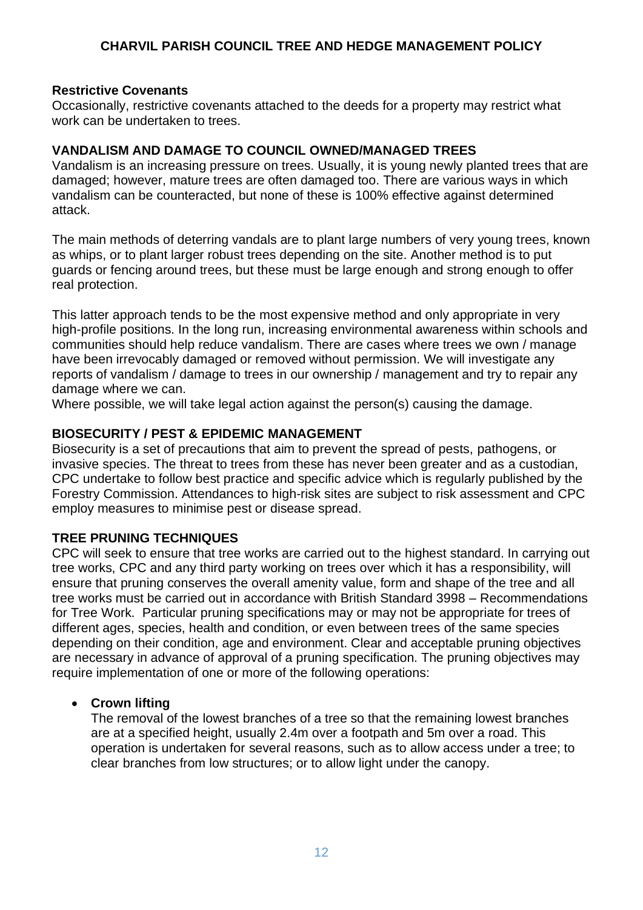**Restrictive Covenants**

Occasionally, restrictive covenants attached to the deeds for a property may restrict what work can be undertaken to trees.

## VANDALISM AND DAMAGE TO COUNCIL OWNED/MANAGED TREES

Vandalism is an increasing pressure on trees. Usually, it is young newly planted trees that are damaged; however, mature trees are often damaged too. There are various ways in which vandalism can be counteracted, but none of these is 100% effective against determined attack.

The main methods of deterring vandals are to plant large numbers of very young trees, known as whips, or to plant larger robust trees depending on the site. Another method is to put guards or fencing around trees, but these must be large enough and strong enough to offer real protection.

This latter approach tends to be the most expensive method and only appropriate in very high-profile positions. In the long run, increasing environmental awareness within schools and communities should help reduce vandalism. There are cases where trees we own / manage have been irrevocably damaged or removed without permission. We will investigate any reports of vandalism / damage to trees in our ownership / management and try to repair any damage where we can.

Where possible, we will take legal action against the person(s) causing the damage.

## BIOSECURITY / PEST & EPIDEMIC MANAGEMENT

Biosecurity is a set of precautions that aim to prevent the spread of pests, pathogens, or invasive species. The threat to trees from these has never been greater and as a custodian, CPC undertake to follow best practice and specific advice which is regularly published by the Forestry Commission. Attendances to high-risk sites are subject to risk assessment and CPC employ measures to minimise pest or disease spread.

## TREE PRUNING TECHNIQUES

CPC will seek to ensure that tree works are carried out to the highest standard. In carrying out tree works, CPC and any third party working on trees over which it has a responsibility, will ensure that pruning conserves the overall amenity value, form and shape of the tree and all tree works must be carried out in accordance with British Standard 3998 – Recommendations for Tree Work. Particular pruning specifications may or may not be appropriate for trees of different ages, species, health and condition, or even between trees of the same species depending on their condition, age and environment. Clear and acceptable pruning objectives are necessary in advance of approval of a pruning specification. The pruning objectives may require implementation of one or more of the following operations:

- **Crown lifting**
  The removal of the lowest branches of a tree so that the remaining lowest branches are at a specified height, usually 2.4m over a footpath and 5m over a road. This operation is undertaken for several reasons, such as to allow access under a tree; to clear branches from low structures; or to allow light under the canopy.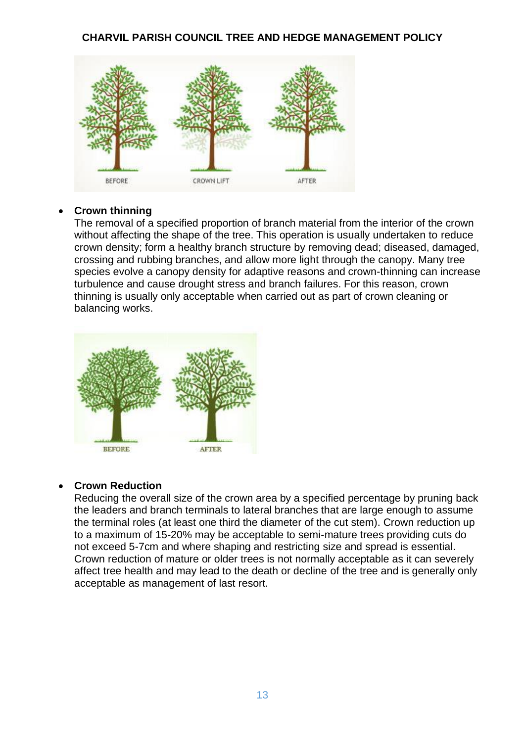- **Crown thinning**
  The removal of a specified proportion of branch material from the interior of the crown without affecting the shape of the tree. This operation is usually undertaken to reduce crown density; form a healthy branch structure by removing dead; diseased, damaged, crossing and rubbing branches, and allow more light through the canopy. Many tree species evolve a canopy density for adaptive reasons and crown-thinning can increase turbulence and cause drought stress and branch failures. For this reason, crown thinning is usually only acceptable when carried out as part of crown cleaning or balancing works.

- **Crown Reduction**
  Reducing the overall size of the crown area by a specified percentage by pruning back the leaders and branch terminals to lateral branches that are large enough to assume the terminal roles (at least one third the diameter of the cut stem). Crown reduction up to a maximum of 15-20% may be acceptable to semi-mature trees providing cuts do not exceed 5-7cm and where shaping and restricting size and spread is essential. Crown reduction of mature or older trees is not normally acceptable as it can severely affect tree health and may lead to the death or decline of the tree and is generally only acceptable as management of last resort.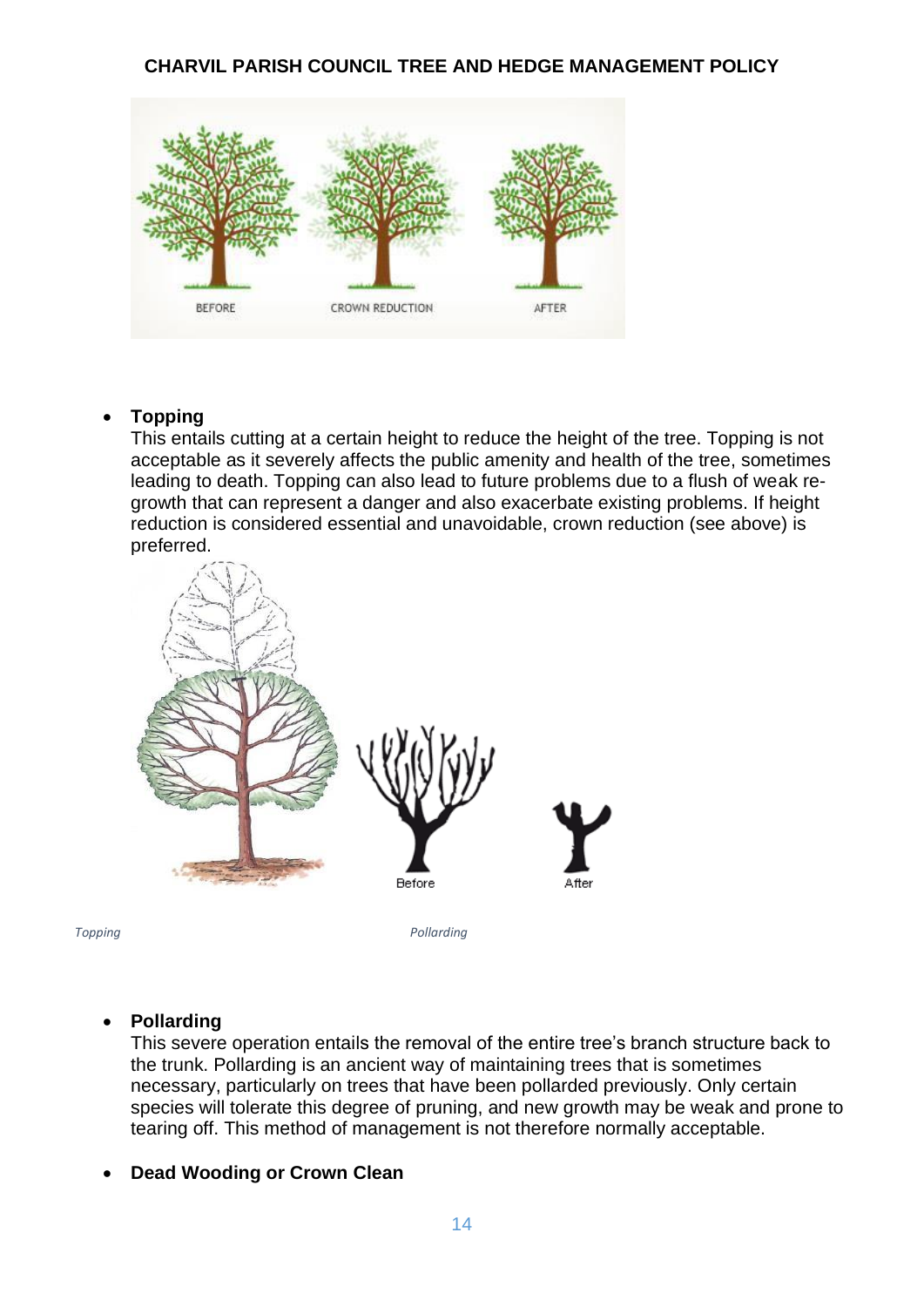- **Topping**
  This entails cutting at a certain height to reduce the height of the tree. Topping is not acceptable as it severely affects the public amenity and health of the tree, sometimes leading to death. Topping can also lead to future problems due to a flush of weak re-growth that can represent a danger and also exacerbate existing problems. If height reduction is considered essential and unavoidable, crown reduction (see above) is preferred.

*Topping* *Pollarding*

- **Pollarding**
  This severe operation entails the removal of the entire tree's branch structure back to the trunk. Pollarding is an ancient way of maintaining trees that is sometimes necessary, particularly on trees that have been pollarded previously. Only certain species will tolerate this degree of pruning, and new growth may be weak and prone to tearing off. This method of management is not therefore normally acceptable.

- **Dead Wooding or Crown Clean**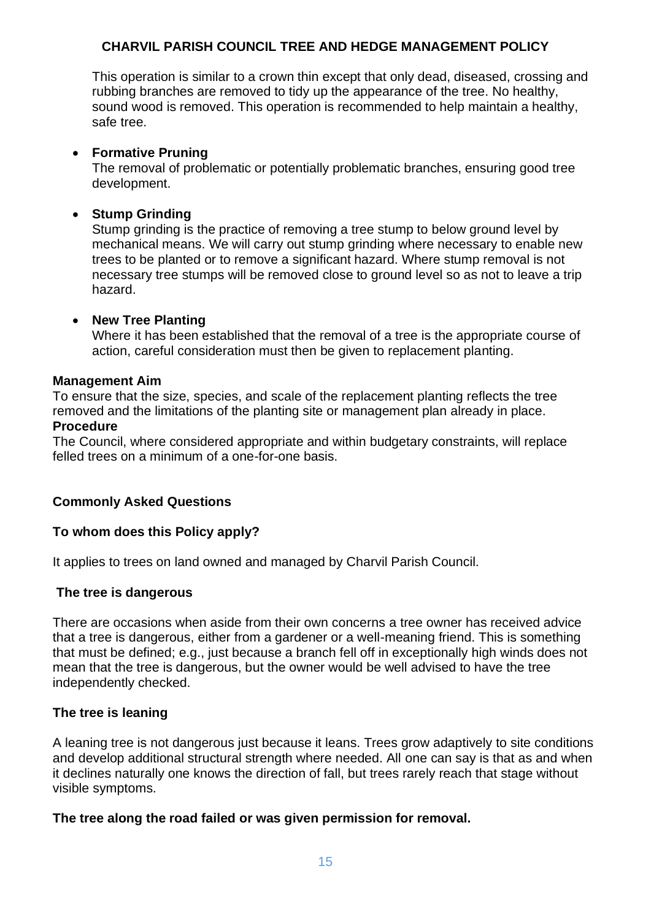This operation is similar to a crown thin except that only dead, diseased, crossing and rubbing branches are removed to tidy up the appearance of the tree. No healthy, sound wood is removed. This operation is recommended to help maintain a healthy, safe tree.

- **Formative Pruning**
  The removal of problematic or potentially problematic branches, ensuring good tree development.

- **Stump Grinding**
  Stump grinding is the practice of removing a tree stump to below ground level by mechanical means. We will carry out stump grinding where necessary to enable new trees to be planted or to remove a significant hazard. Where stump removal is not necessary tree stumps will be removed close to ground level so as not to leave a trip hazard.

- **New Tree Planting**
  Where it has been established that the removal of a tree is the appropriate course of action, careful consideration must then be given to replacement planting.

**Management Aim**
To ensure that the size, species, and scale of the replacement planting reflects the tree removed and the limitations of the planting site or management plan already in place.
**Procedure**
The Council, where considered appropriate and within budgetary constraints, will replace felled trees on a minimum of a one-for-one basis.

**Commonly Asked Questions**

**To whom does this Policy apply?**

It applies to trees on land owned and managed by Charvil Parish Council.

**The tree is dangerous**

There are occasions when aside from their own concerns a tree owner has received advice that a tree is dangerous, either from a gardener or a well-meaning friend. This is something that must be defined; e.g., just because a branch fell off in exceptionally high winds does not mean that the tree is dangerous, but the owner would be well advised to have the tree independently checked.

**The tree is leaning**

A leaning tree is not dangerous just because it leans. Trees grow adaptively to site conditions and develop additional structural strength where needed. All one can say is that as and when it declines naturally one knows the direction of fall, but trees rarely reach that stage without visible symptoms.

**The tree along the road failed or was given permission for removal.**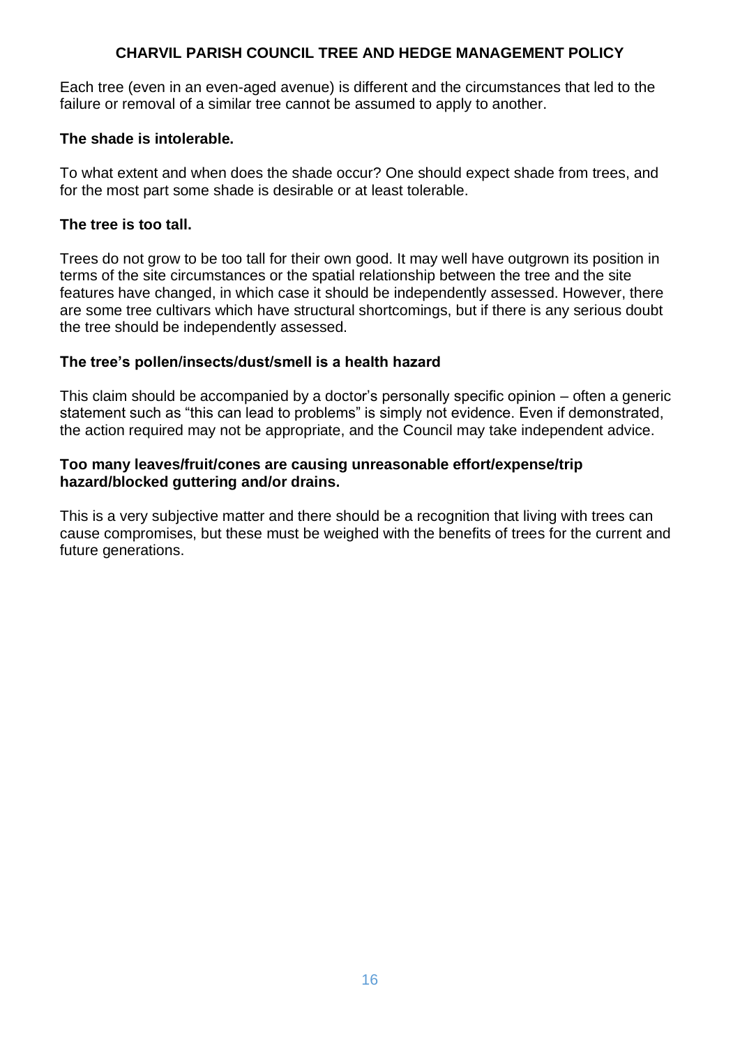Each tree (even in an even-aged avenue) is different and the circumstances that led to the failure or removal of a similar tree cannot be assumed to apply to another.

**The shade is intolerable.**

To what extent and when does the shade occur? One should expect shade from trees, and for the most part some shade is desirable or at least tolerable.

**The tree is too tall.**

Trees do not grow to be too tall for their own good. It may well have outgrown its position in terms of the site circumstances or the spatial relationship between the tree and the site features have changed, in which case it should be independently assessed. However, there are some tree cultivars which have structural shortcomings, but if there is any serious doubt the tree should be independently assessed.

**The tree's pollen/insects/dust/smell is a health hazard**

This claim should be accompanied by a doctor's personally specific opinion – often a generic statement such as "this can lead to problems" is simply not evidence. Even if demonstrated, the action required may not be appropriate, and the Council may take independent advice.

**Too many leaves/fruit/cones are causing unreasonable effort/expense/trip hazard/blocked guttering and/or drains.**

This is a very subjective matter and there should be a recognition that living with trees can cause compromises, but these must be weighed with the benefits of trees for the current and future generations.